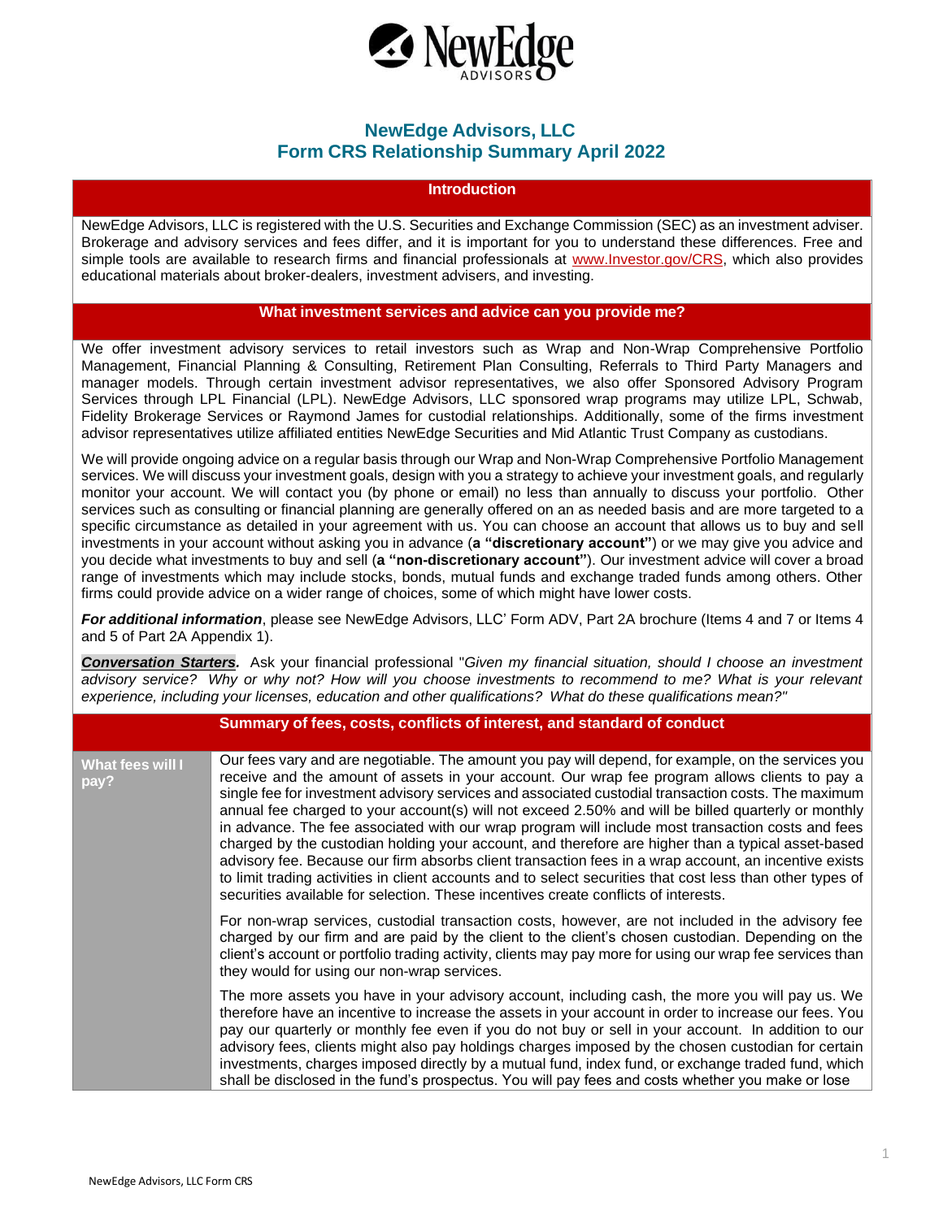# NewEdge Advisors, LLC
# Form CRS Relationship Summary April 2022

## Introduction

NewEdge Advisors, LLC is registered with the U.S. Securities and Exchange Commission (SEC) as an investment adviser. Brokerage and advisory services and fees differ, and it is important for you to understand these differences. Free and simple tools are available to research firms and financial professionals at www.Investor.gov/CRS, which also provides educational materials about broker-dealers, investment advisers, and investing.

## What investment services and advice can you provide me?

We offer investment advisory services to retail investors such as Wrap and Non-Wrap Comprehensive Portfolio Management, Financial Planning & Consulting, Retirement Plan Consulting, Referrals to Third Party Managers and manager models. Through certain investment advisor representatives, we also offer Sponsored Advisory Program Services through LPL Financial (LPL). NewEdge Advisors, LLC sponsored wrap programs may utilize LPL, Schwab, Fidelity Brokerage Services or Raymond James for custodial relationships. Additionally, some of the firms investment advisor representatives utilize affiliated entities NewEdge Securities and Mid Atlantic Trust Company as custodians.

We will provide ongoing advice on a regular basis through our Wrap and Non-Wrap Comprehensive Portfolio Management services. We will discuss your investment goals, design with you a strategy to achieve your investment goals, and regularly monitor your account. We will contact you (by phone or email) no less than annually to discuss your portfolio. Other services such as consulting or financial planning are generally offered on an as needed basis and are more targeted to a specific circumstance as detailed in your agreement with us. You can choose an account that allows us to buy and sell investments in your account without asking you in advance (**a "discretionary account"**) or we may give you advice and you decide what investments to buy and sell (**a "non-discretionary account"**). Our investment advice will cover a broad range of investments which may include stocks, bonds, mutual funds and exchange traded funds among others. Other firms could provide advice on a wider range of choices, some of which might have lower costs.

***For additional information***, please see NewEdge Advisors, LLC' Form ADV, Part 2A brochure (Items 4 and 7 or Items 4 and 5 of Part 2A Appendix 1).

***Conversation Starters.*** Ask your financial professional "*Given my financial situation, should I choose an investment advisory service? Why or why not? How will you choose investments to recommend to me? What is your relevant experience, including your licenses, education and other qualifications? What do these qualifications mean?"*

## Summary of fees, costs, conflicts of interest, and standard of conduct

**What fees will I pay?**

Our fees vary and are negotiable. The amount you pay will depend, for example, on the services you receive and the amount of assets in your account. Our wrap fee program allows clients to pay a single fee for investment advisory services and associated custodial transaction costs. The maximum annual fee charged to your account(s) will not exceed 2.50% and will be billed quarterly or monthly in advance. The fee associated with our wrap program will include most transaction costs and fees charged by the custodian holding your account, and therefore are higher than a typical asset-based advisory fee. Because our firm absorbs client transaction fees in a wrap account, an incentive exists to limit trading activities in client accounts and to select securities that cost less than other types of securities available for selection. These incentives create conflicts of interests.

For non-wrap services, custodial transaction costs, however, are not included in the advisory fee charged by our firm and are paid by the client to the client's chosen custodian. Depending on the client's account or portfolio trading activity, clients may pay more for using our wrap fee services than they would for using our non-wrap services.

The more assets you have in your advisory account, including cash, the more you will pay us. We therefore have an incentive to increase the assets in your account in order to increase our fees. You pay our quarterly or monthly fee even if you do not buy or sell in your account. In addition to our advisory fees, clients might also pay holdings charges imposed by the chosen custodian for certain investments, charges imposed directly by a mutual fund, index fund, or exchange traded fund, which shall be disclosed in the fund's prospectus. You will pay fees and costs whether you make or lose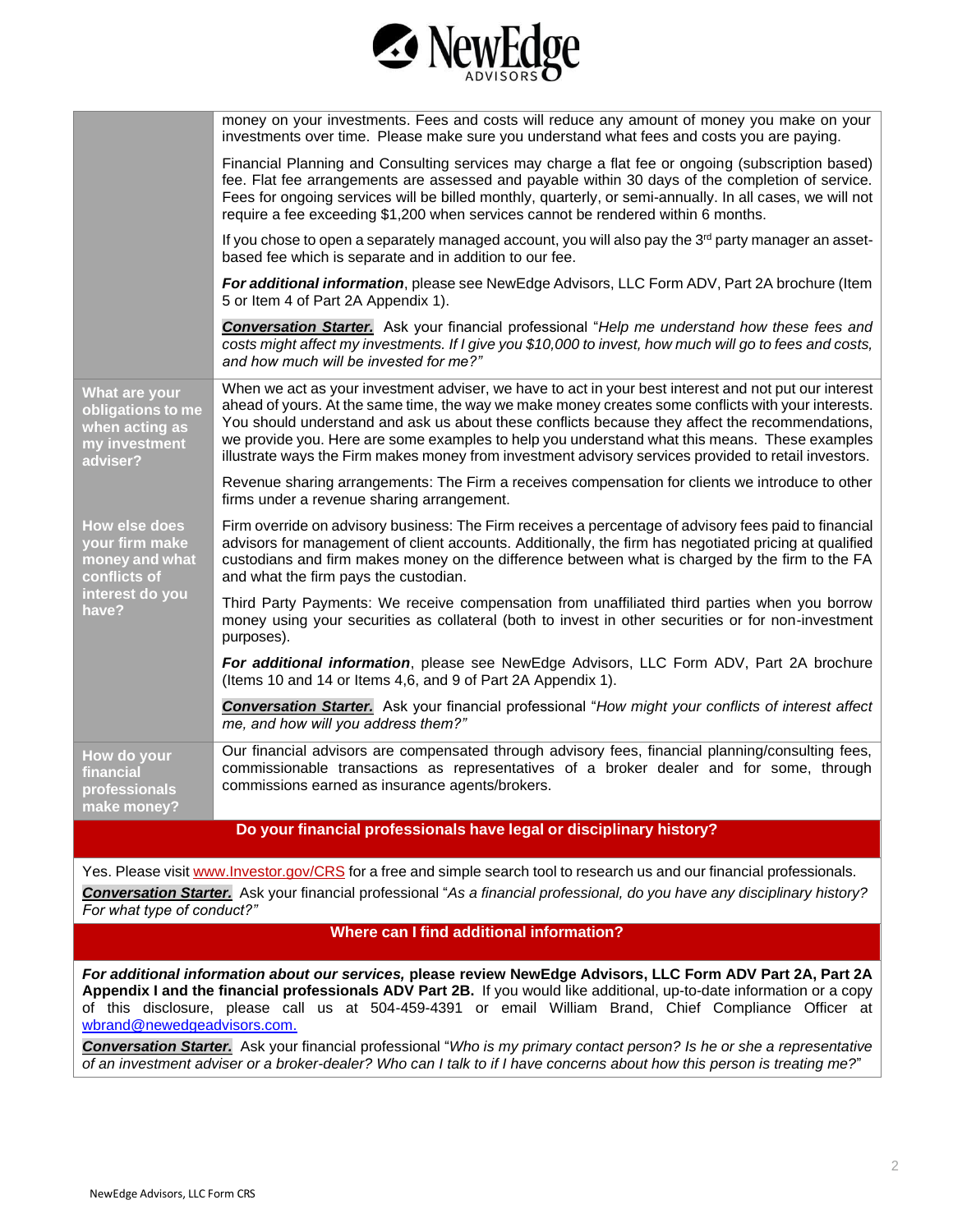| | |
|---|---|
| | money on your investments. Fees and costs will reduce any amount of money you make on your investments over time. Please make sure you understand what fees and costs you are paying.<br><br>Financial Planning and Consulting services may charge a flat fee or ongoing (subscription based) fee. Flat fee arrangements are assessed and payable within 30 days of the completion of service. Fees for ongoing services will be billed monthly, quarterly, or semi-annually. In all cases, we will not require a fee exceeding $1,200 when services cannot be rendered within 6 months.<br><br>If you chose to open a separately managed account, you will also pay the 3rd party manager an asset-based fee which is separate and in addition to our fee.<br><br>***For additional information***, please see NewEdge Advisors, LLC Form ADV, Part 2A brochure (Item 5 or Item 4 of Part 2A Appendix 1).<br><br>***Conversation Starter.*** Ask your financial professional "*Help me understand how these fees and costs might affect my investments. If I give you $10,000 to invest, how much will go to fees and costs, and how much will be invested for me?"* |
| **What are your obligations to me when acting as my investment adviser?**<br><br>**How else does your firm make money and what conflicts of interest do you have?** | When we act as your investment adviser, we have to act in your best interest and not put our interest ahead of yours. At the same time, the way we make money creates some conflicts with your interests. You should understand and ask us about these conflicts because they affect the recommendations, we provide you. Here are some examples to help you understand what this means. These examples illustrate ways the Firm makes money from investment advisory services provided to retail investors.<br><br>Revenue sharing arrangements: The Firm a receives compensation for clients we introduce to other firms under a revenue sharing arrangement.<br><br>Firm override on advisory business: The Firm receives a percentage of advisory fees paid to financial advisors for management of client accounts. Additionally, the firm has negotiated pricing at qualified custodians and firm makes money on the difference between what is charged by the firm to the FA and what the firm pays the custodian.<br><br>Third Party Payments: We receive compensation from unaffiliated third parties when you borrow money using your securities as collateral (both to invest in other securities or for non-investment purposes).<br><br>***For additional information***, please see NewEdge Advisors, LLC Form ADV, Part 2A brochure (Items 10 and 14 or Items 4,6, and 9 of Part 2A Appendix 1).<br><br>***Conversation Starter.*** Ask your financial professional "*How might your conflicts of interest affect me, and how will you address them?"* |
| **How do your financial professionals make money?** | Our financial advisors are compensated through advisory fees, financial planning/consulting fees, commissionable transactions as representatives of a broker dealer and for some, through commissions earned as insurance agents/brokers. |

## Do your financial professionals have legal or disciplinary history?

Yes. Please visit www.Investor.gov/CRS for a free and simple search tool to research us and our financial professionals.

***Conversation Starter.*** Ask your financial professional "*As a financial professional, do you have any disciplinary history? For what type of conduct?"*

## Where can I find additional information?

***For additional information about our services,*** **please review NewEdge Advisors, LLC Form ADV Part 2A, Part 2A Appendix I and the financial professionals ADV Part 2B.** If you would like additional, up-to-date information or a copy of this disclosure, please call us at 504-459-4391 or email William Brand, Chief Compliance Officer at wbrand@newedgeadvisors.com.

***Conversation Starter.*** Ask your financial professional "*Who is my primary contact person? Is he or she a representative of an investment adviser or a broker-dealer? Who can I talk to if I have concerns about how this person is treating me?*"